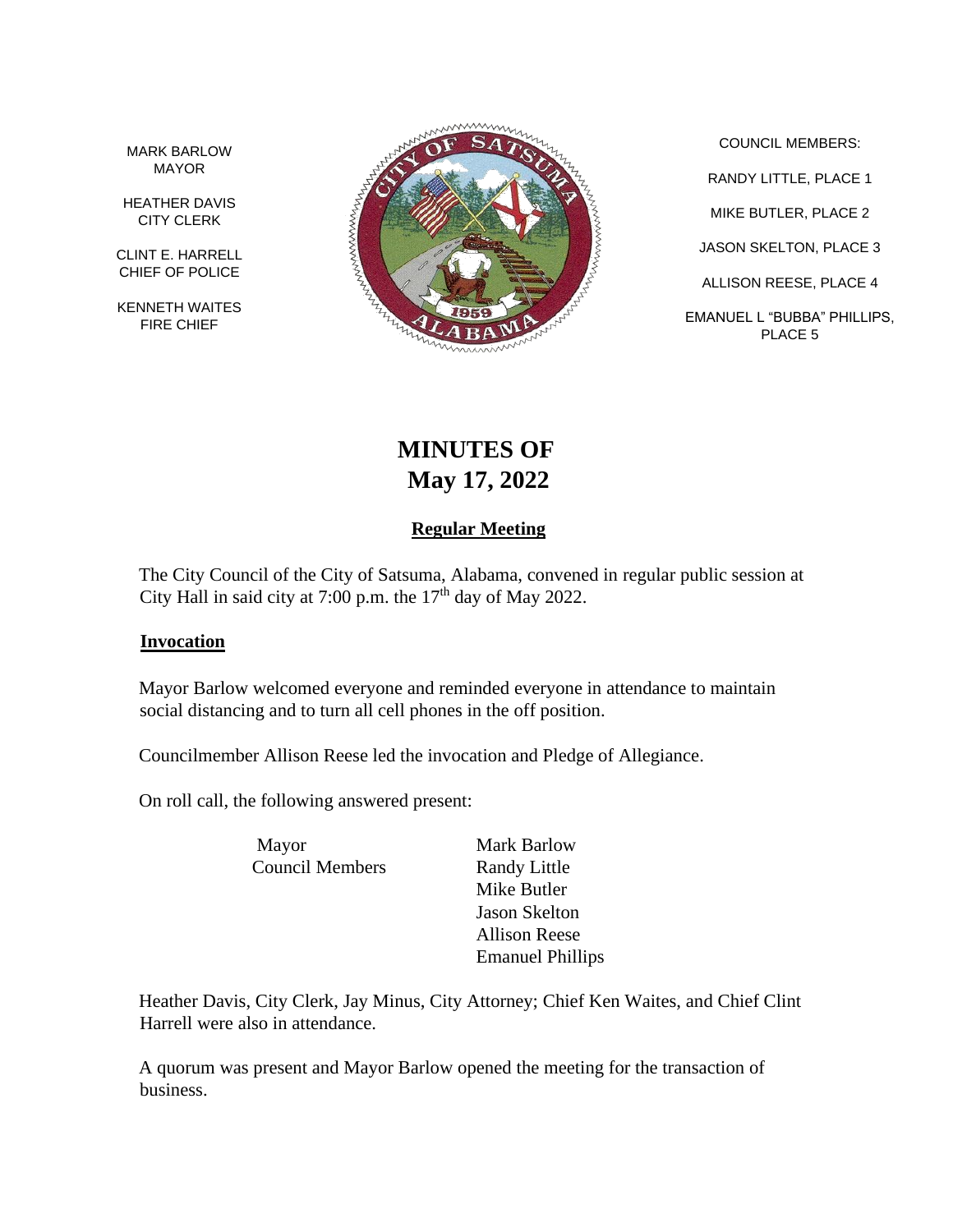MARK BARLOW
MAYOR

HEATHER DAVIS
CITY CLERK

CLINT E. HARRELL
CHIEF OF POLICE

KENNETH WAITES
FIRE CHIEF

COUNCIL MEMBERS:

RANDY LITTLE, PLACE 1

MIKE BUTLER, PLACE 2

JASON SKELTON, PLACE 3

ALLISON REESE, PLACE 4

EMANUEL L "BUBBA" PHILLIPS, PLACE 5

# MINUTES OF
# May 17, 2022

## Regular Meeting

The City Council of the City of Satsuma, Alabama, convened in regular public session at City Hall in said city at 7:00 p.m. the 17th day of May 2022.

### Invocation

Mayor Barlow welcomed everyone and reminded everyone in attendance to maintain social distancing and to turn all cell phones in the off position.

Councilmember Allison Reese led the invocation and Pledge of Allegiance.

On roll call, the following answered present:

| | |
|---|---|
| Mayor | Mark Barlow |
| Council Members | Randy Little |
| | Mike Butler |
| | Jason Skelton |
| | Allison Reese |
| | Emanuel Phillips |

Heather Davis, City Clerk, Jay Minus, City Attorney; Chief Ken Waites, and Chief Clint Harrell were also in attendance.

A quorum was present and Mayor Barlow opened the meeting for the transaction of business.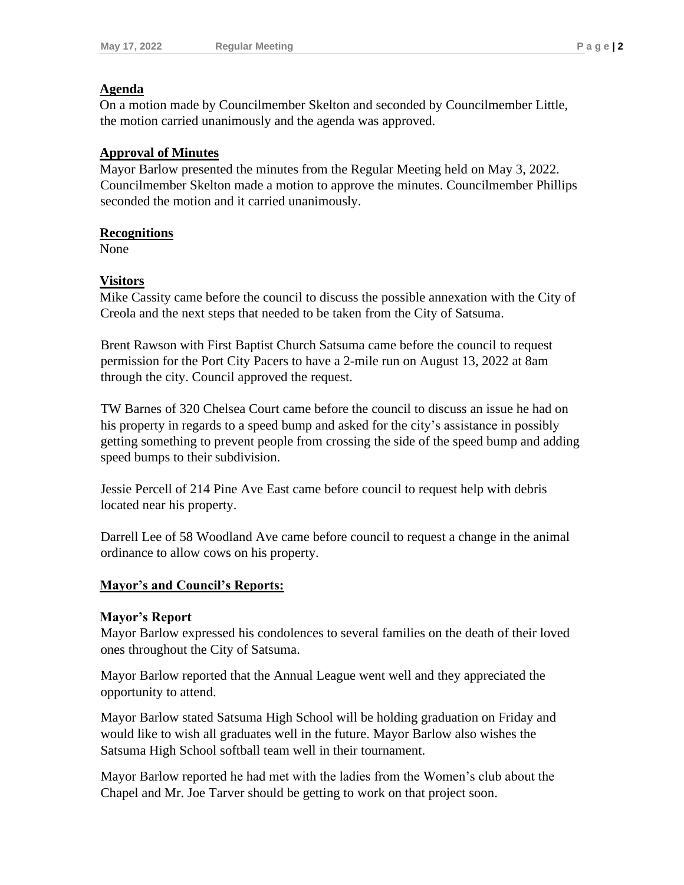**Agenda**
On a motion made by Councilmember Skelton and seconded by Councilmember Little, the motion carried unanimously and the agenda was approved.

**Approval of Minutes**
Mayor Barlow presented the minutes from the Regular Meeting held on May 3, 2022. Councilmember Skelton made a motion to approve the minutes. Councilmember Phillips seconded the motion and it carried unanimously.

**Recognitions**
None

**Visitors**
Mike Cassity came before the council to discuss the possible annexation with the City of Creola and the next steps that needed to be taken from the City of Satsuma.

Brent Rawson with First Baptist Church Satsuma came before the council to request permission for the Port City Pacers to have a 2-mile run on August 13, 2022 at 8am through the city. Council approved the request.

TW Barnes of 320 Chelsea Court came before the council to discuss an issue he had on his property in regards to a speed bump and asked for the city's assistance in possibly getting something to prevent people from crossing the side of the speed bump and adding speed bumps to their subdivision.

Jessie Percell of 214 Pine Ave East came before council to request help with debris located near his property.

Darrell Lee of 58 Woodland Ave came before council to request a change in the animal ordinance to allow cows on his property.

**Mayor's and Council's Reports:**

**Mayor's Report**
Mayor Barlow expressed his condolences to several families on the death of their loved ones throughout the City of Satsuma.

Mayor Barlow reported that the Annual League went well and they appreciated the opportunity to attend.

Mayor Barlow stated Satsuma High School will be holding graduation on Friday and would like to wish all graduates well in the future. Mayor Barlow also wishes the Satsuma High School softball team well in their tournament.

Mayor Barlow reported he had met with the ladies from the Women's club about the Chapel and Mr. Joe Tarver should be getting to work on that project soon.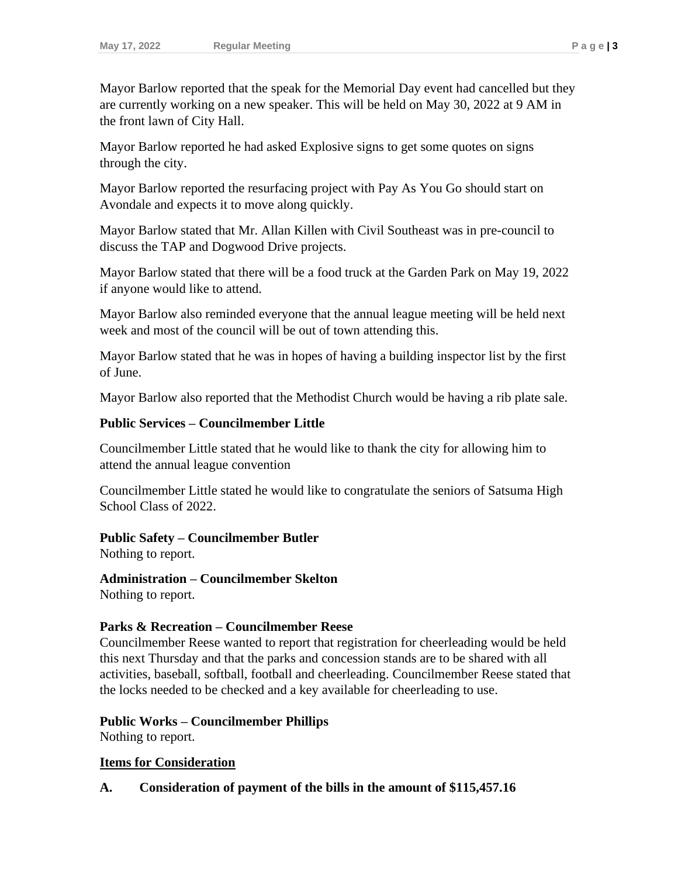Mayor Barlow reported that the speak for the Memorial Day event had cancelled but they are currently working on a new speaker. This will be held on May 30, 2022 at 9 AM in the front lawn of City Hall.

Mayor Barlow reported he had asked Explosive signs to get some quotes on signs through the city.

Mayor Barlow reported the resurfacing project with Pay As You Go should start on Avondale and expects it to move along quickly.

Mayor Barlow stated that Mr. Allan Killen with Civil Southeast was in pre-council to discuss the TAP and Dogwood Drive projects.

Mayor Barlow stated that there will be a food truck at the Garden Park on May 19, 2022 if anyone would like to attend.

Mayor Barlow also reminded everyone that the annual league meeting will be held next week and most of the council will be out of town attending this.

Mayor Barlow stated that he was in hopes of having a building inspector list by the first of June.

Mayor Barlow also reported that the Methodist Church would be having a rib plate sale.

**Public Services – Councilmember Little**

Councilmember Little stated that he would like to thank the city for allowing him to attend the annual league convention

Councilmember Little stated he would like to congratulate the seniors of Satsuma High School Class of 2022.

**Public Safety – Councilmember Butler**
Nothing to report.

**Administration – Councilmember Skelton**
Nothing to report.

**Parks & Recreation – Councilmember Reese**
Councilmember Reese wanted to report that registration for cheerleading would be held this next Thursday and that the parks and concession stands are to be shared with all activities, baseball, softball, football and cheerleading. Councilmember Reese stated that the locks needed to be checked and a key available for cheerleading to use.

**Public Works – Councilmember Phillips**
Nothing to report.

**<u>Items for Consideration</u>**

**A. Consideration of payment of the bills in the amount of $115,457.16**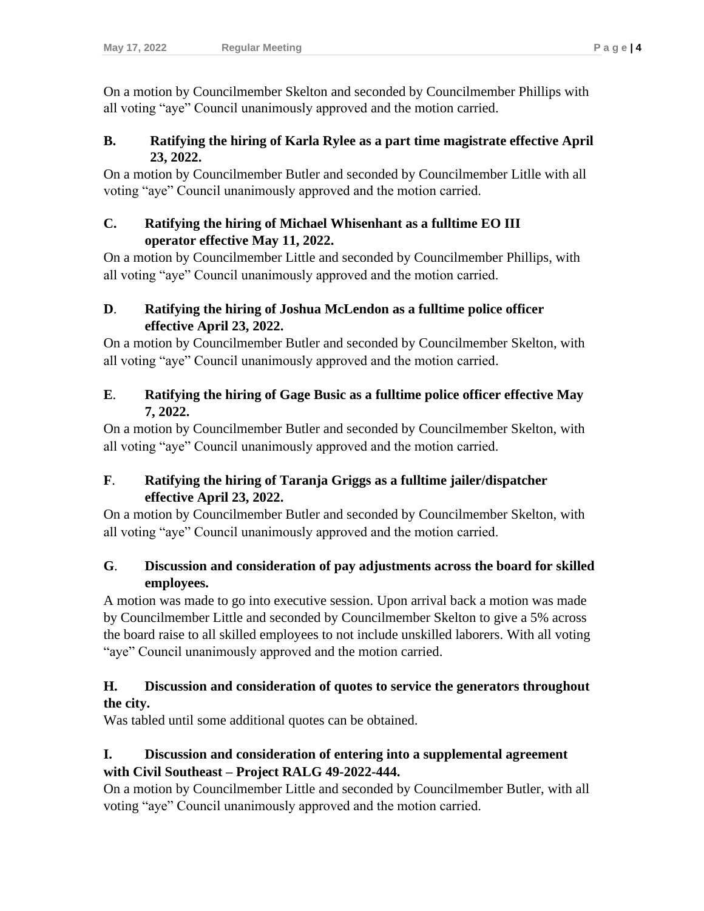On a motion by Councilmember Skelton and seconded by Councilmember Phillips with all voting "aye" Council unanimously approved and the motion carried.

**B. Ratifying the hiring of Karla Rylee as a part time magistrate effective April 23, 2022.**

On a motion by Councilmember Butler and seconded by Councilmember Litlle with all voting "aye" Council unanimously approved and the motion carried.

**C. Ratifying the hiring of Michael Whisenhant as a fulltime EO III operator effective May 11, 2022.**

On a motion by Councilmember Little and seconded by Councilmember Phillips, with all voting "aye" Council unanimously approved and the motion carried.

**D. Ratifying the hiring of Joshua McLendon as a fulltime police officer effective April 23, 2022.**

On a motion by Councilmember Butler and seconded by Councilmember Skelton, with all voting "aye" Council unanimously approved and the motion carried.

**E. Ratifying the hiring of Gage Busic as a fulltime police officer effective May 7, 2022.**

On a motion by Councilmember Butler and seconded by Councilmember Skelton, with all voting "aye" Council unanimously approved and the motion carried.

**F. Ratifying the hiring of Taranja Griggs as a fulltime jailer/dispatcher effective April 23, 2022.**

On a motion by Councilmember Butler and seconded by Councilmember Skelton, with all voting "aye" Council unanimously approved and the motion carried.

**G. Discussion and consideration of pay adjustments across the board for skilled employees.**

A motion was made to go into executive session. Upon arrival back a motion was made by Councilmember Little and seconded by Councilmember Skelton to give a 5% across the board raise to all skilled employees to not include unskilled laborers. With all voting "aye" Council unanimously approved and the motion carried.

**H. Discussion and consideration of quotes to service the generators throughout the city.**

Was tabled until some additional quotes can be obtained.

**I. Discussion and consideration of entering into a supplemental agreement with Civil Southeast – Project RALG 49-2022-444.**

On a motion by Councilmember Little and seconded by Councilmember Butler, with all voting "aye" Council unanimously approved and the motion carried.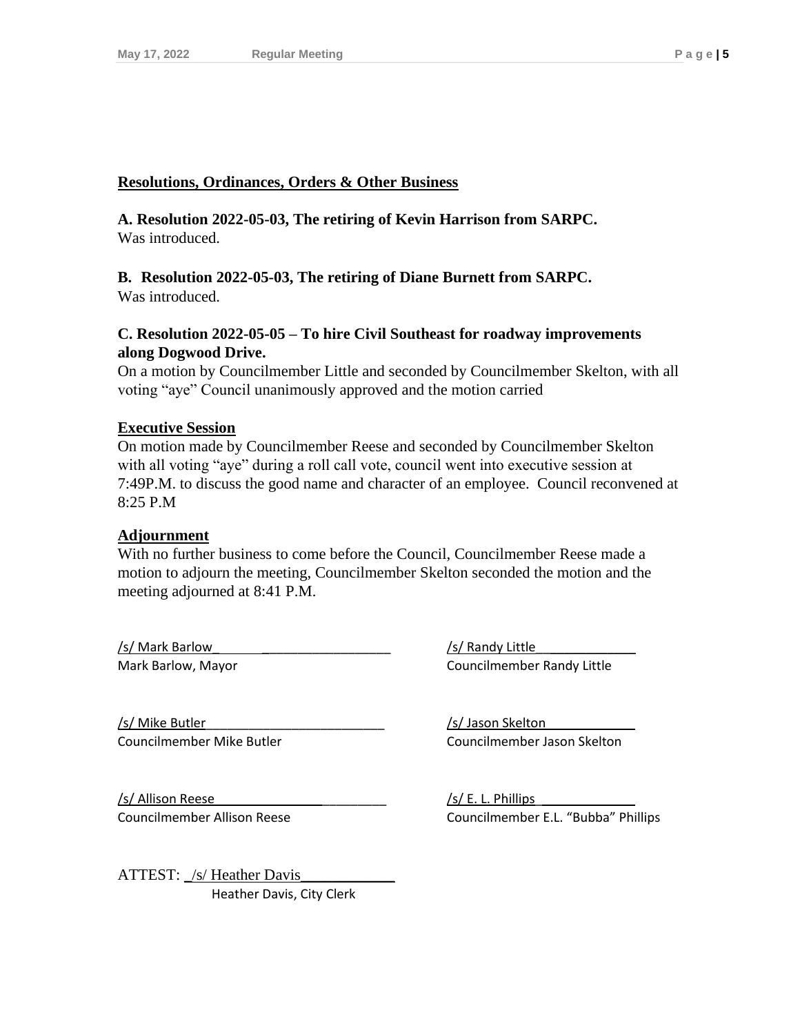## Resolutions, Ordinances, Orders & Other Business

**A. Resolution 2022-05-03, The retiring of Kevin Harrison from SARPC.**
Was introduced.

**B. Resolution 2022-05-03, The retiring of Diane Burnett from SARPC.**
Was introduced.

**C. Resolution 2022-05-05 – To hire Civil Southeast for roadway improvements along Dogwood Drive.**
On a motion by Councilmember Little and seconded by Councilmember Skelton, with all voting "aye" Council unanimously approved and the motion carried

## Executive Session

On motion made by Councilmember Reese and seconded by Councilmember Skelton with all voting "aye" during a roll call vote, council went into executive session at 7:49P.M. to discuss the good name and character of an employee. Council reconvened at 8:25 P.M

## Adjournment

With no further business to come before the Council, Councilmember Reese made a motion to adjourn the meeting, Councilmember Skelton seconded the motion and the meeting adjourned at 8:41 P.M.

/s/ Mark Barlow
Mark Barlow, Mayor

/s/ Randy Little
Councilmember Randy Little

/s/ Mike Butler
Councilmember Mike Butler

/s/ Jason Skelton
Councilmember Jason Skelton

/s/ Allison Reese
Councilmember Allison Reese

/s/ E. L. Phillips
Councilmember E.L. "Bubba" Phillips

ATTEST: /s/ Heather Davis
Heather Davis, City Clerk